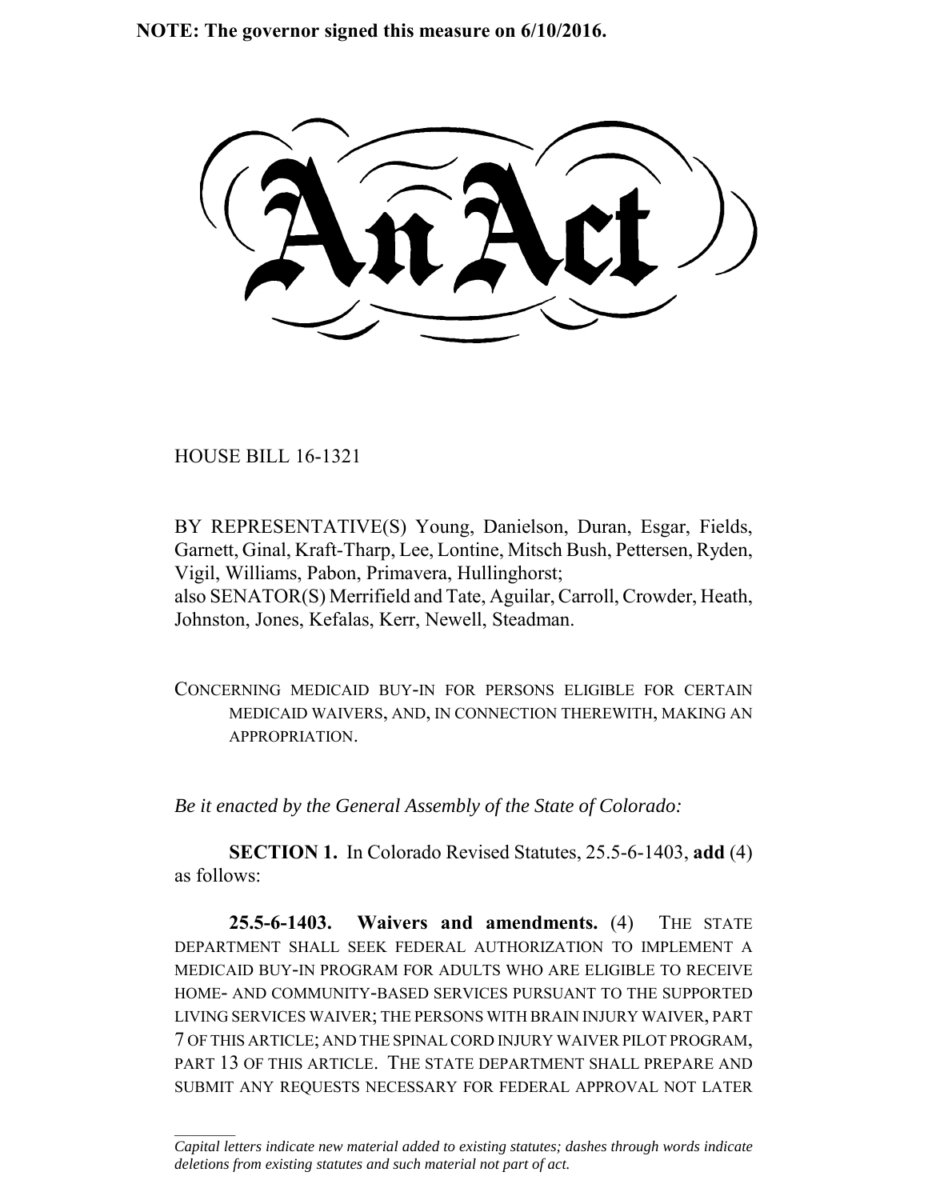**NOTE: The governor signed this measure on 6/10/2016.**

# An Act

HOUSE BILL 16-1321

BY REPRESENTATIVE(S) Young, Danielson, Duran, Esgar, Fields, Garnett, Ginal, Kraft-Tharp, Lee, Lontine, Mitsch Bush, Pettersen, Ryden, Vigil, Williams, Pabon, Primavera, Hullinghorst;
also SENATOR(S) Merrifield and Tate, Aguilar, Carroll, Crowder, Heath, Johnston, Jones, Kefalas, Kerr, Newell, Steadman.

CONCERNING MEDICAID BUY-IN FOR PERSONS ELIGIBLE FOR CERTAIN MEDICAID WAIVERS, AND, IN CONNECTION THEREWITH, MAKING AN APPROPRIATION.

*Be it enacted by the General Assembly of the State of Colorado:*

**SECTION 1.** In Colorado Revised Statutes, 25.5-6-1403, **add** (4) as follows:

**25.5-6-1403. Waivers and amendments.** (4) THE STATE DEPARTMENT SHALL SEEK FEDERAL AUTHORIZATION TO IMPLEMENT A MEDICAID BUY-IN PROGRAM FOR ADULTS WHO ARE ELIGIBLE TO RECEIVE HOME- AND COMMUNITY-BASED SERVICES PURSUANT TO THE SUPPORTED LIVING SERVICES WAIVER; THE PERSONS WITH BRAIN INJURY WAIVER, PART 7 OF THIS ARTICLE; AND THE SPINAL CORD INJURY WAIVER PILOT PROGRAM, PART 13 OF THIS ARTICLE. THE STATE DEPARTMENT SHALL PREPARE AND SUBMIT ANY REQUESTS NECESSARY FOR FEDERAL APPROVAL NOT LATER

*Capital letters indicate new material added to existing statutes; dashes through words indicate deletions from existing statutes and such material not part of act.*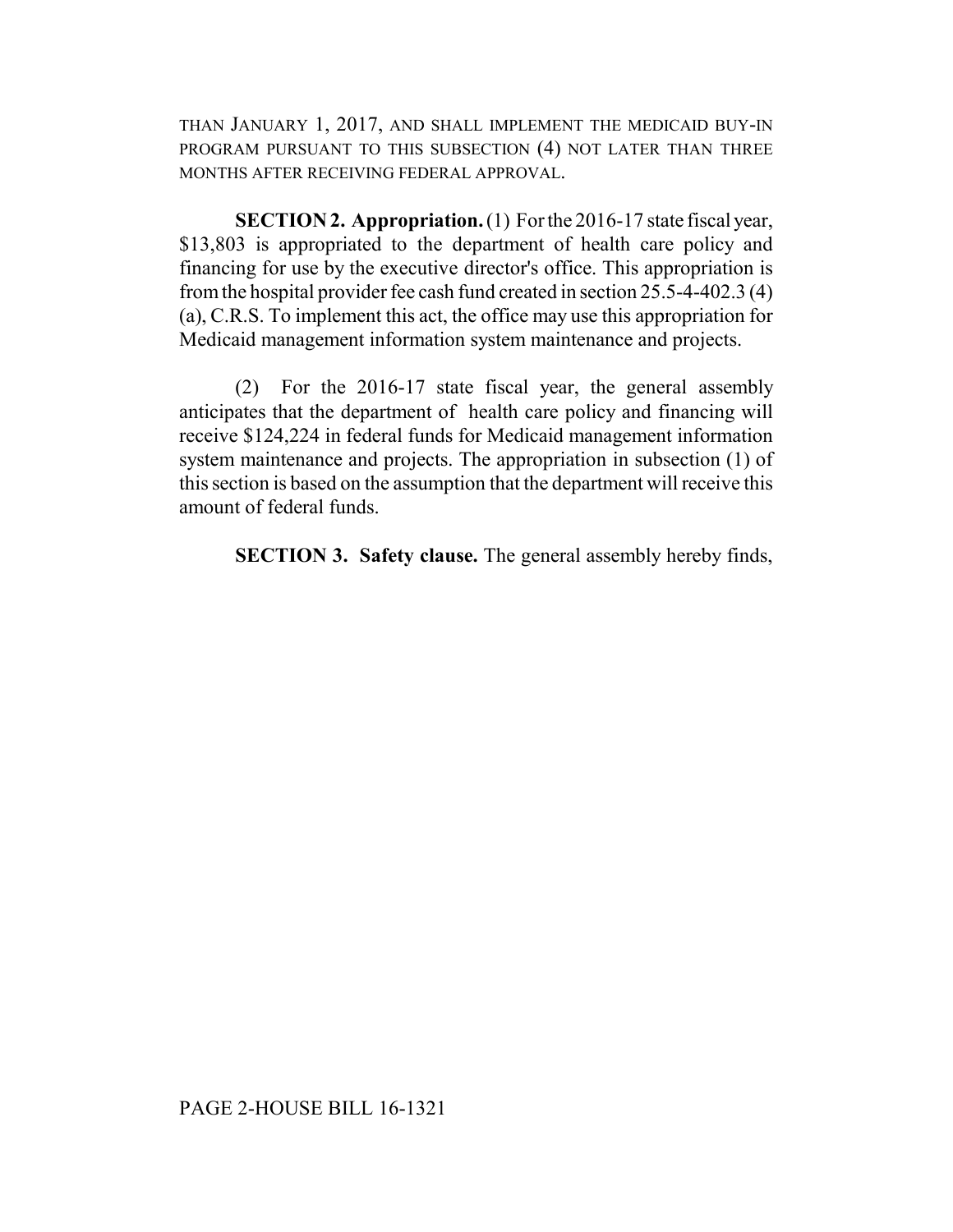THAN JANUARY 1, 2017, AND SHALL IMPLEMENT THE MEDICAID BUY-IN PROGRAM PURSUANT TO THIS SUBSECTION (4) NOT LATER THAN THREE MONTHS AFTER RECEIVING FEDERAL APPROVAL.

**SECTION 2. Appropriation.** (1) For the 2016-17 state fiscal year, $13,803 is appropriated to the department of health care policy and financing for use by the executive director's office. This appropriation is from the hospital provider fee cash fund created in section 25.5-4-402.3 (4) (a), C.R.S. To implement this act, the office may use this appropriation for Medicaid management information system maintenance and projects.

(2) For the 2016-17 state fiscal year, the general assembly anticipates that the department of health care policy and financing will receive $124,224 in federal funds for Medicaid management information system maintenance and projects. The appropriation in subsection (1) of this section is based on the assumption that the department will receive this amount of federal funds.

**SECTION 3. Safety clause.** The general assembly hereby finds,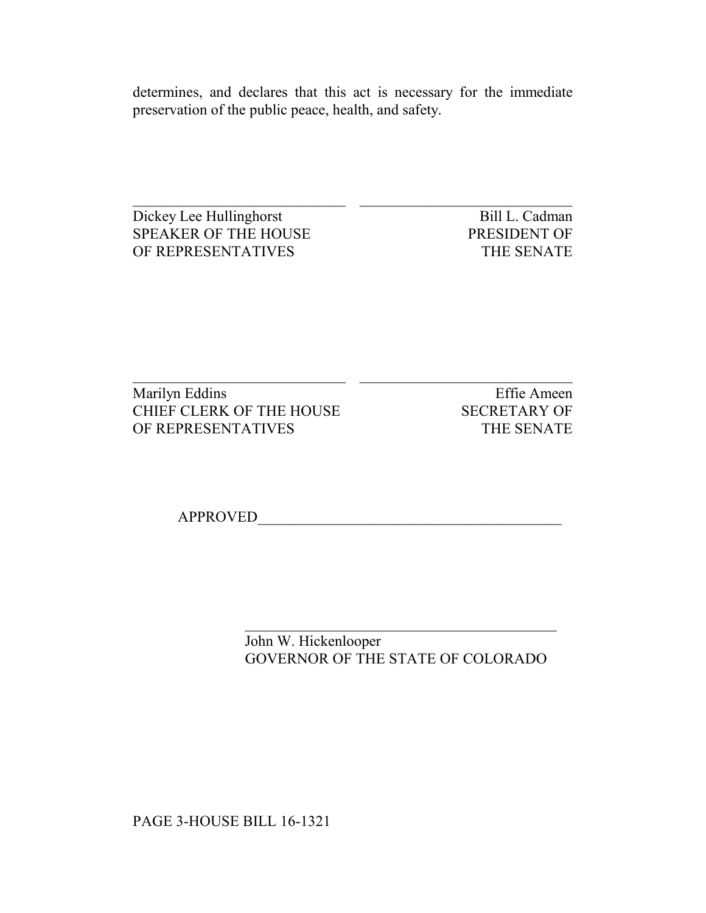determines, and declares that this act is necessary for the immediate preservation of the public peace, health, and safety.

____________________________ ____________________________
Dickey Lee Hullinghorst
SPEAKER OF THE HOUSE
OF REPRESENTATIVES

Bill L. Cadman
PRESIDENT OF
THE SENATE

____________________________ ____________________________
Marilyn Eddins
CHIEF CLERK OF THE HOUSE
OF REPRESENTATIVES

Effie Ameen
SECRETARY OF
THE SENATE

APPROVED________________________________________

_________________________________________
John W. Hickenlooper
GOVERNOR OF THE STATE OF COLORADO

PAGE 3-HOUSE BILL 16-1321